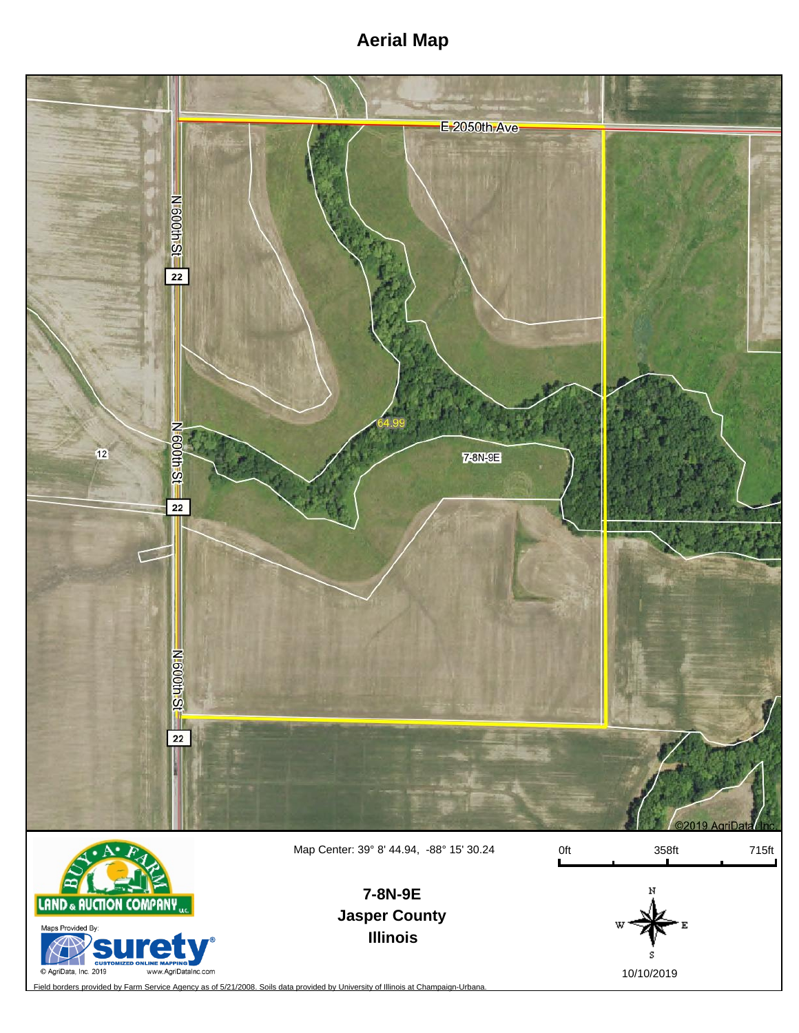# Aerial Map

E 2050th Ave

N 600th St

22

12

64.99

7-8N-9E

©2019 AgriData, Inc.

BUY-A-FARM LAND & AUCTION COMPANY LLC

Maps Provided By: surety® CUSTOMIZED ONLINE MAPPING

© AgriData, Inc. 2019 www.AgriDataInc.com

Map Center: 39° 8' 44.94, -88° 15' 30.24

**7-8N-9E**
**Jasper County**
**Illinois**

0ft 358ft 715ft

N W E S

10/10/2019

Field borders provided by Farm Service Agency as of 5/21/2008. Soils data provided by University of Illinois at Champaign-Urbana.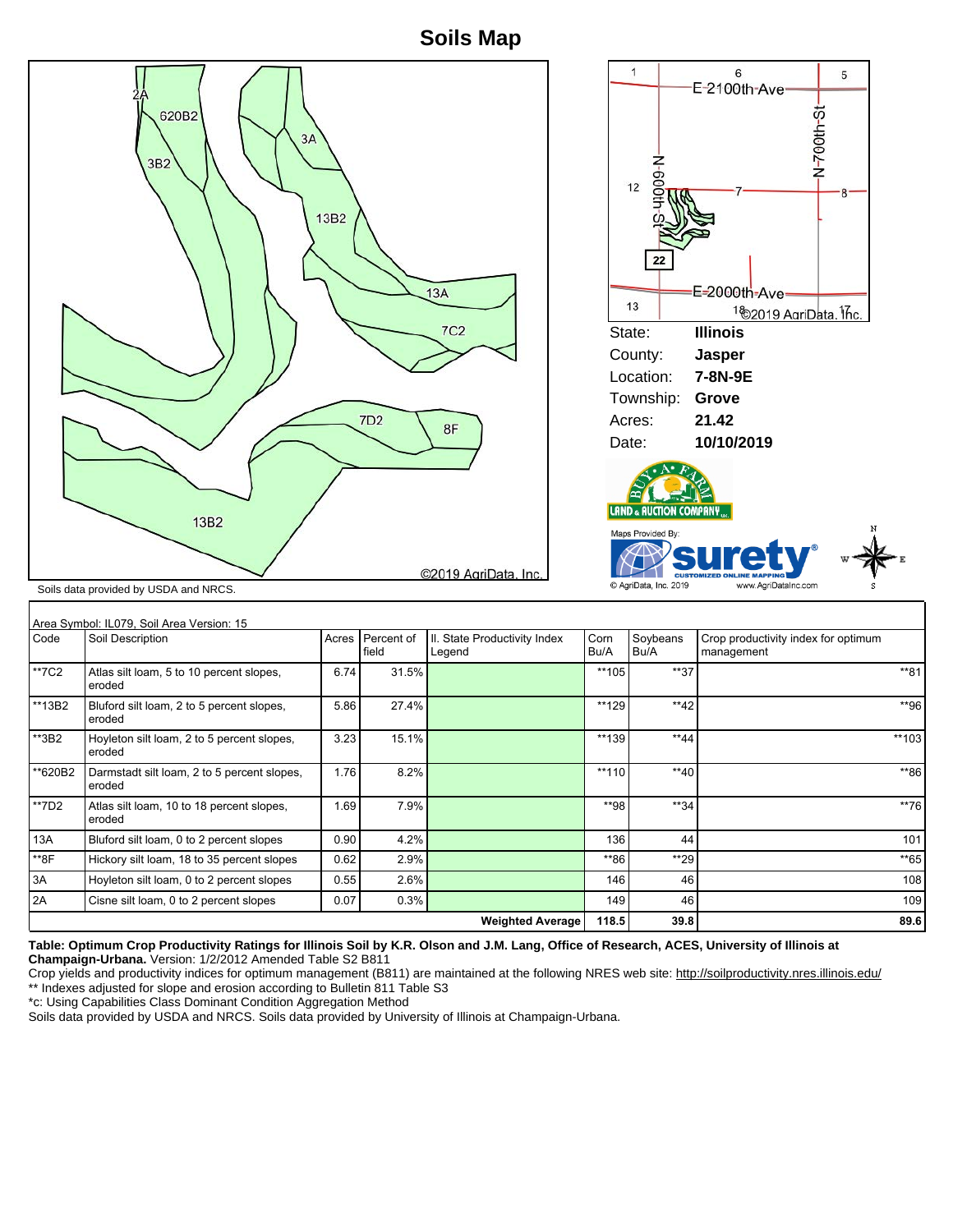# Soils Map

Soils data provided by USDA and NRCS.

©2019 AgriData, Inc.

| | |
|---|---|
| State: | **Illinois** |
| County: | **Jasper** |
| Location: | **7-8N-9E** |
| Township: | **Grove** |
| Acres: | **21.42** |
| Date: | **10/10/2019** |

Maps Provided By: surety® CUSTOMIZED ONLINE MAPPING © AgriData, Inc. 2019 www.AgriDataInc.com

Area Symbol: IL079, Soil Area Version: 15

| Code | Soil Description | Acres | Percent of field | Il. State Productivity Index Legend | Corn Bu/A | Soybeans Bu/A | Crop productivity index for optimum management |
|---|---|---|---|---|---|---|---|
| **7C2 | Atlas silt loam, 5 to 10 percent slopes, eroded | 6.74 | 31.5% | | **105 | **37 | **81 |
| **13B2 | Bluford silt loam, 2 to 5 percent slopes, eroded | 5.86 | 27.4% | | **129 | **42 | **96 |
| **3B2 | Hoyleton silt loam, 2 to 5 percent slopes, eroded | 3.23 | 15.1% | | **139 | **44 | **103 |
| **620B2 | Darmstadt silt loam, 2 to 5 percent slopes, eroded | 1.76 | 8.2% | | **110 | **40 | **86 |
| **7D2 | Atlas silt loam, 10 to 18 percent slopes, eroded | 1.69 | 7.9% | | **98 | **34 | **76 |
| 13A | Bluford silt loam, 0 to 2 percent slopes | 0.90 | 4.2% | | 136 | 44 | 101 |
| **8F | Hickory silt loam, 18 to 35 percent slopes | 0.62 | 2.9% | | **86 | **29 | **65 |
| 3A | Hoyleton silt loam, 0 to 2 percent slopes | 0.55 | 2.6% | | 146 | 46 | 108 |
| 2A | Cisne silt loam, 0 to 2 percent slopes | 0.07 | 0.3% | | 149 | 46 | 109 |
| | | | | **Weighted Average** | **118.5** | **39.8** | **89.6** |

**Table: Optimum Crop Productivity Ratings for Illinois Soil by K.R. Olson and J.M. Lang, Office of Research, ACES, University of Illinois at Champaign-Urbana.** Version: 1/2/2012 Amended Table S2 B811

Crop yields and productivity indices for optimum management (B811) are maintained at the following NRES web site: http://soilproductivity.nres.illinois.edu/

** Indexes adjusted for slope and erosion according to Bulletin 811 Table S3

*c: Using Capabilities Class Dominant Condition Aggregation Method

Soils data provided by USDA and NRCS. Soils data provided by University of Illinois at Champaign-Urbana.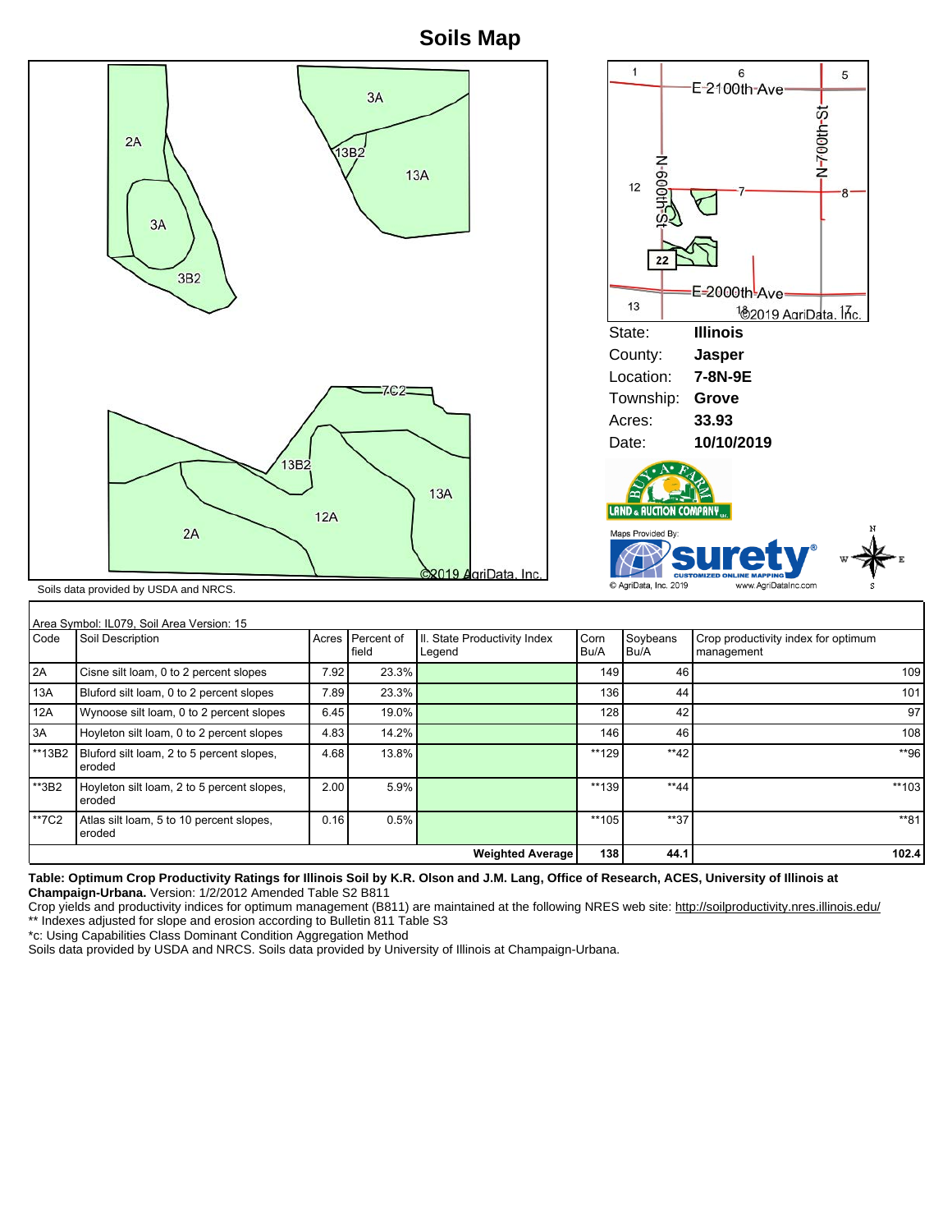# Soils Map

2A
3A
3B2
3A
13B2
13A
7C2
13B2
13A
12A
2A
©2019 AgriData, Inc.

Soils data provided by USDA and NRCS.

1
6
5
E 2100th Ave
N 700th St
N 600th St
12
7
8
22
E 2000th Ave
13
18
17
©2019 AgriData, Inc.

State: **Illinois**
County: **Jasper**
Location: **7-8N-9E**
Township: **Grove**
Acres: **33.93**
Date: **10/10/2019**

BUY A FARM LAND & AUCTION COMPANY

Maps Provided By: surety CUSTOMIZED ONLINE MAPPING
© AgriData, Inc. 2019 www.AgriDataInc.com

Area Symbol: IL079, Soil Area Version: 15

| Code | Soil Description | Acres | Percent of field | Il. State Productivity Index Legend | Corn Bu/A | Soybeans Bu/A | Crop productivity index for optimum management |
|---|---|---|---|---|---|---|---|
| 2A | Cisne silt loam, 0 to 2 percent slopes | 7.92 | 23.3% | | 149 | 46 | 109 |
| 13A | Bluford silt loam, 0 to 2 percent slopes | 7.89 | 23.3% | | 136 | 44 | 101 |
| 12A | Wynoose silt loam, 0 to 2 percent slopes | 6.45 | 19.0% | | 128 | 42 | 97 |
| 3A | Hoyleton silt loam, 0 to 2 percent slopes | 4.83 | 14.2% | | 146 | 46 | 108 |
| **13B2 | Bluford silt loam, 2 to 5 percent slopes, eroded | 4.68 | 13.8% | | **129 | **42 | **96 |
| **3B2 | Hoyleton silt loam, 2 to 5 percent slopes, eroded | 2.00 | 5.9% | | **139 | **44 | **103 |
| **7C2 | Atlas silt loam, 5 to 10 percent slopes, eroded | 0.16 | 0.5% | | **105 | **37 | **81 |
| | | | | **Weighted Average** | **138** | **44.1** | **102.4** |

**Table: Optimum Crop Productivity Ratings for Illinois Soil by K.R. Olson and J.M. Lang, Office of Research, ACES, University of Illinois at Champaign-Urbana.** Version: 1/2/2012 Amended Table S2 B811
Crop yields and productivity indices for optimum management (B811) are maintained at the following NRES web site: http://soilproductivity.nres.illinois.edu/
** Indexes adjusted for slope and erosion according to Bulletin 811 Table S3
*c: Using Capabilities Class Dominant Condition Aggregation Method
Soils data provided by USDA and NRCS. Soils data provided by University of Illinois at Champaign-Urbana.